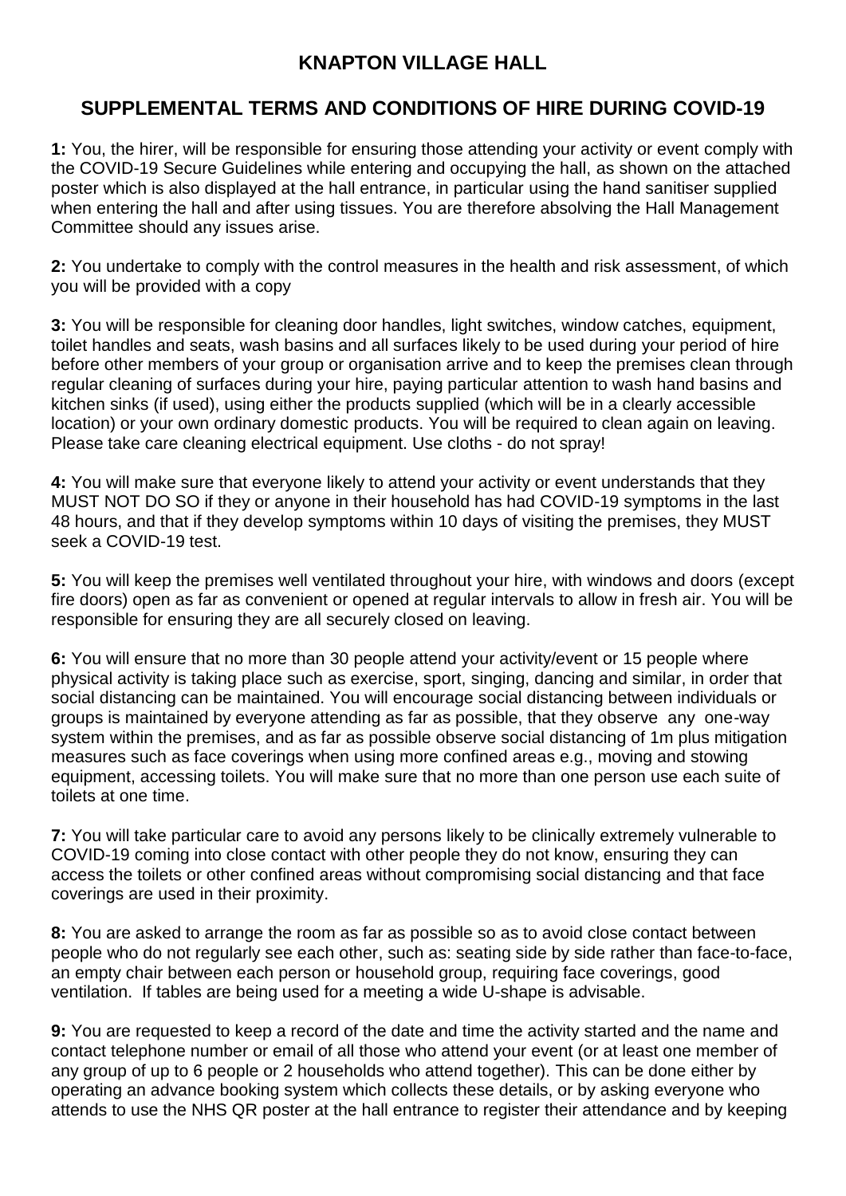# KNAPTON VILLAGE HALL

## SUPPLEMENTAL TERMS AND CONDITIONS OF HIRE DURING COVID-19

**1:** You, the hirer, will be responsible for ensuring those attending your activity or event comply with the COVID-19 Secure Guidelines while entering and occupying the hall, as shown on the attached poster which is also displayed at the hall entrance, in particular using the hand sanitiser supplied when entering the hall and after using tissues. You are therefore absolving the Hall Management Committee should any issues arise.

**2:** You undertake to comply with the control measures in the health and risk assessment, of which you will be provided with a copy

**3:** You will be responsible for cleaning door handles, light switches, window catches, equipment, toilet handles and seats, wash basins and all surfaces likely to be used during your period of hire before other members of your group or organisation arrive and to keep the premises clean through regular cleaning of surfaces during your hire, paying particular attention to wash hand basins and kitchen sinks (if used), using either the products supplied (which will be in a clearly accessible location) or your own ordinary domestic products. You will be required to clean again on leaving. Please take care cleaning electrical equipment. Use cloths - do not spray!

**4:** You will make sure that everyone likely to attend your activity or event understands that they MUST NOT DO SO if they or anyone in their household has had COVID-19 symptoms in the last 48 hours, and that if they develop symptoms within 10 days of visiting the premises, they MUST seek a COVID-19 test.

**5:** You will keep the premises well ventilated throughout your hire, with windows and doors (except fire doors) open as far as convenient or opened at regular intervals to allow in fresh air. You will be responsible for ensuring they are all securely closed on leaving.

**6:** You will ensure that no more than 30 people attend your activity/event or 15 people where physical activity is taking place such as exercise, sport, singing, dancing and similar, in order that social distancing can be maintained. You will encourage social distancing between individuals or groups is maintained by everyone attending as far as possible, that they observe any one-way system within the premises, and as far as possible observe social distancing of 1m plus mitigation measures such as face coverings when using more confined areas e.g., moving and stowing equipment, accessing toilets. You will make sure that no more than one person use each suite of toilets at one time.

**7:** You will take particular care to avoid any persons likely to be clinically extremely vulnerable to COVID-19 coming into close contact with other people they do not know, ensuring they can access the toilets or other confined areas without compromising social distancing and that face coverings are used in their proximity.

**8:** You are asked to arrange the room as far as possible so as to avoid close contact between people who do not regularly see each other, such as: seating side by side rather than face-to-face, an empty chair between each person or household group, requiring face coverings, good ventilation. If tables are being used for a meeting a wide U-shape is advisable.

**9:** You are requested to keep a record of the date and time the activity started and the name and contact telephone number or email of all those who attend your event (or at least one member of any group of up to 6 people or 2 households who attend together). This can be done either by operating an advance booking system which collects these details, or by asking everyone who attends to use the NHS QR poster at the hall entrance to register their attendance and by keeping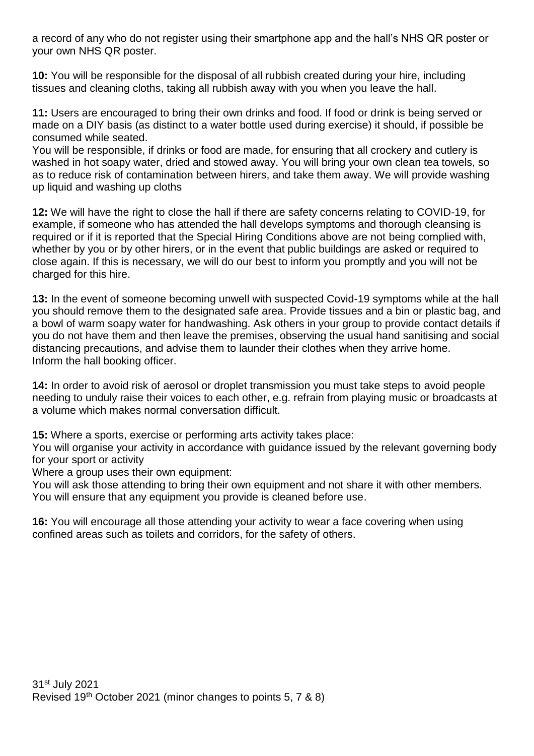a record of any who do not register using their smartphone app and the hall's NHS QR poster or your own NHS QR poster.

**10:** You will be responsible for the disposal of all rubbish created during your hire, including tissues and cleaning cloths, taking all rubbish away with you when you leave the hall.

**11:** Users are encouraged to bring their own drinks and food. If food or drink is being served or made on a DIY basis (as distinct to a water bottle used during exercise) it should, if possible be consumed while seated.
You will be responsible, if drinks or food are made, for ensuring that all crockery and cutlery is washed in hot soapy water, dried and stowed away. You will bring your own clean tea towels, so as to reduce risk of contamination between hirers, and take them away. We will provide washing up liquid and washing up cloths

**12:** We will have the right to close the hall if there are safety concerns relating to COVID-19, for example, if someone who has attended the hall develops symptoms and thorough cleansing is required or if it is reported that the Special Hiring Conditions above are not being complied with, whether by you or by other hirers, or in the event that public buildings are asked or required to close again. If this is necessary, we will do our best to inform you promptly and you will not be charged for this hire.

**13:** In the event of someone becoming unwell with suspected Covid-19 symptoms while at the hall you should remove them to the designated safe area. Provide tissues and a bin or plastic bag, and a bowl of warm soapy water for handwashing. Ask others in your group to provide contact details if you do not have them and then leave the premises, observing the usual hand sanitising and social distancing precautions, and advise them to launder their clothes when they arrive home.
Inform the hall booking officer.

**14:** In order to avoid risk of aerosol or droplet transmission you must take steps to avoid people needing to unduly raise their voices to each other, e.g. refrain from playing music or broadcasts at a volume which makes normal conversation difficult.

**15:** Where a sports, exercise or performing arts activity takes place:
You will organise your activity in accordance with guidance issued by the relevant governing body for your sport or activity
Where a group uses their own equipment:
You will ask those attending to bring their own equipment and not share it with other members.
You will ensure that any equipment you provide is cleaned before use.

**16:** You will encourage all those attending your activity to wear a face covering when using confined areas such as toilets and corridors, for the safety of others.

31st July 2021
Revised 19th October 2021 (minor changes to points 5, 7 & 8)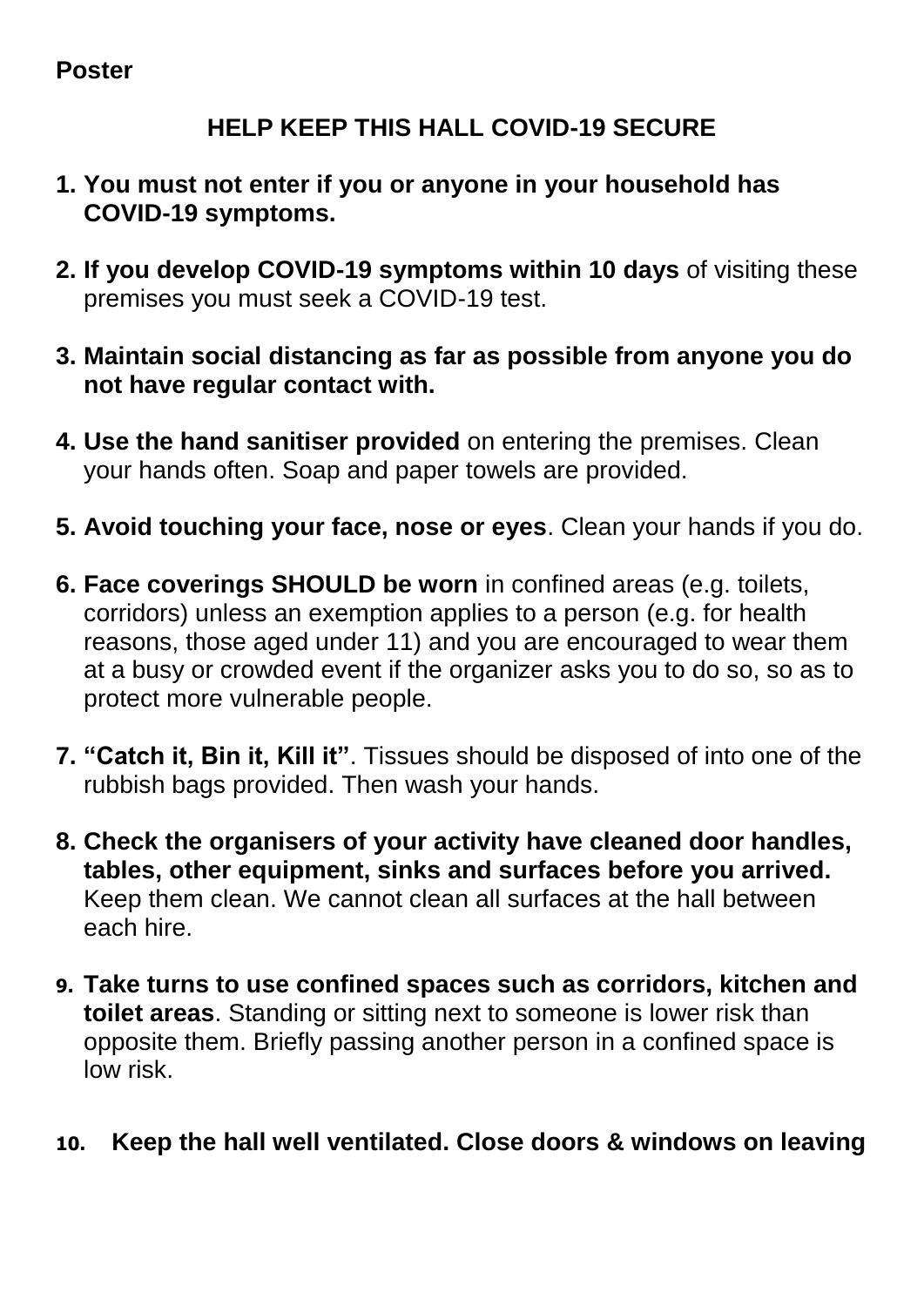**Poster**

## HELP KEEP THIS HALL COVID-19 SECURE

1. **You must not enter if you or anyone in your household has COVID-19 symptoms.**

2. **If you develop COVID-19 symptoms within 10 days** of visiting these premises you must seek a COVID-19 test.

3. **Maintain social distancing as far as possible from anyone you do not have regular contact with.**

4. **Use the hand sanitiser provided** on entering the premises. Clean your hands often. Soap and paper towels are provided.

5. **Avoid touching your face, nose or eyes**. Clean your hands if you do.

6. **Face coverings SHOULD be worn** in confined areas (e.g. toilets, corridors) unless an exemption applies to a person (e.g. for health reasons, those aged under 11) and you are encouraged to wear them at a busy or crowded event if the organizer asks you to do so, so as to protect more vulnerable people.

7. **"Catch it, Bin it, Kill it"**. Tissues should be disposed of into one of the rubbish bags provided. Then wash your hands.

8. **Check the organisers of your activity have cleaned door handles, tables, other equipment, sinks and surfaces before you arrived.** Keep them clean. We cannot clean all surfaces at the hall between each hire.

9. **Take turns to use confined spaces such as corridors, kitchen and toilet areas**. Standing or sitting next to someone is lower risk than opposite them. Briefly passing another person in a confined space is low risk.

10. **Keep the hall well ventilated. Close doors & windows on leaving**